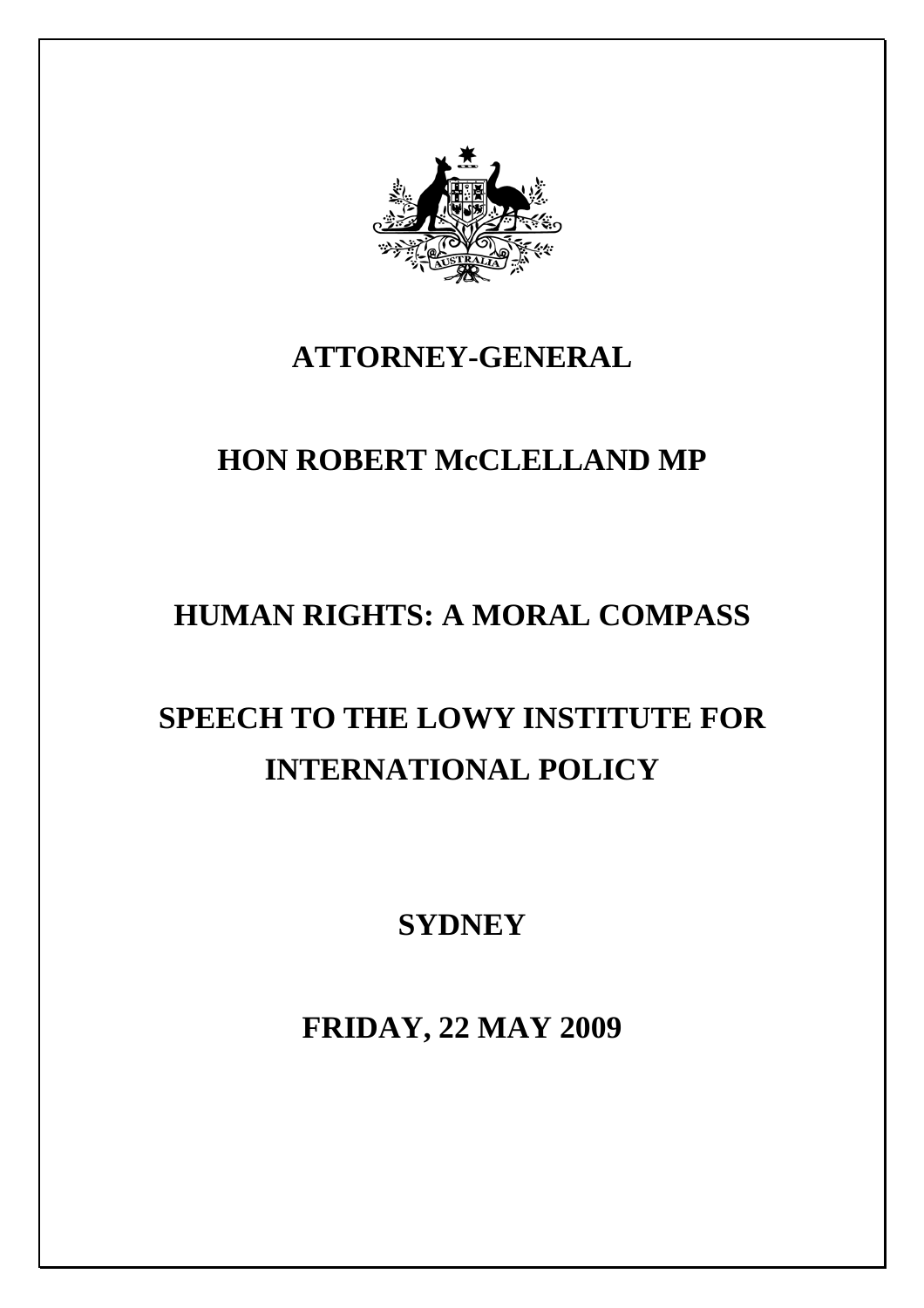# ATTORNEY-GENERAL

## HON ROBERT McCLELLAND MP

# HUMAN RIGHTS: A MORAL COMPASS

# SPEECH TO THE LOWY INSTITUTE FOR INTERNATIONAL POLICY

## SYDNEY

## FRIDAY, 22 MAY 2009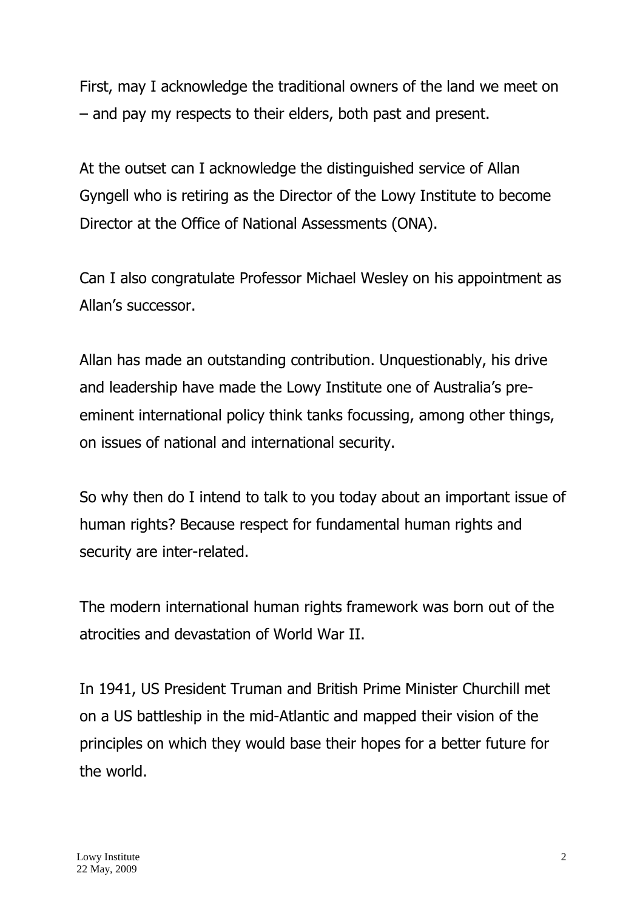First, may I acknowledge the traditional owners of the land we meet on – and pay my respects to their elders, both past and present.

At the outset can I acknowledge the distinguished service of Allan Gyngell who is retiring as the Director of the Lowy Institute to become Director at the Office of National Assessments (ONA).

Can I also congratulate Professor Michael Wesley on his appointment as Allan's successor.

Allan has made an outstanding contribution. Unquestionably, his drive and leadership have made the Lowy Institute one of Australia's pre-eminent international policy think tanks focussing, among other things, on issues of national and international security.

So why then do I intend to talk to you today about an important issue of human rights? Because respect for fundamental human rights and security are inter-related.

The modern international human rights framework was born out of the atrocities and devastation of World War II.

In 1941, US President Truman and British Prime Minister Churchill met on a US battleship in the mid-Atlantic and mapped their vision of the principles on which they would base their hopes for a better future for the world.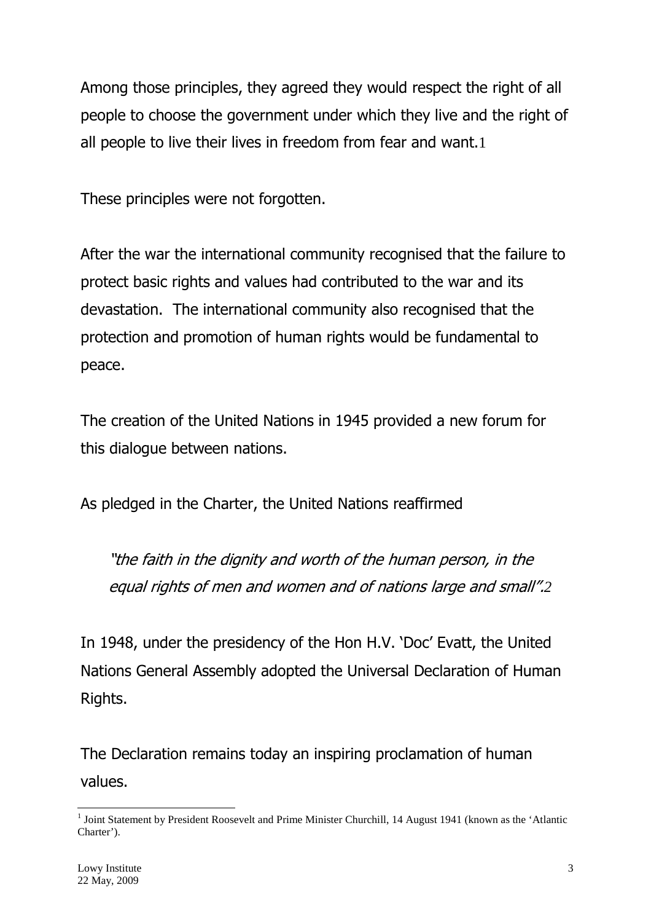Among those principles, they agreed they would respect the right of all people to choose the government under which they live and the right of all people to live their lives in freedom from fear and want.[1]

These principles were not forgotten.

After the war the international community recognised that the failure to protect basic rights and values had contributed to the war and its devastation. The international community also recognised that the protection and promotion of human rights would be fundamental to peace.

The creation of the United Nations in 1945 provided a new forum for this dialogue between nations.

As pledged in the Charter, the United Nations reaffirmed

> *"the faith in the dignity and worth of the human person, in the equal rights of men and women and of nations large and small".*[2]

In 1948, under the presidency of the Hon H.V. 'Doc' Evatt, the United Nations General Assembly adopted the Universal Declaration of Human Rights.

The Declaration remains today an inspiring proclamation of human values.

---

[1] Joint Statement by President Roosevelt and Prime Minister Churchill, 14 August 1941 (known as the 'Atlantic Charter').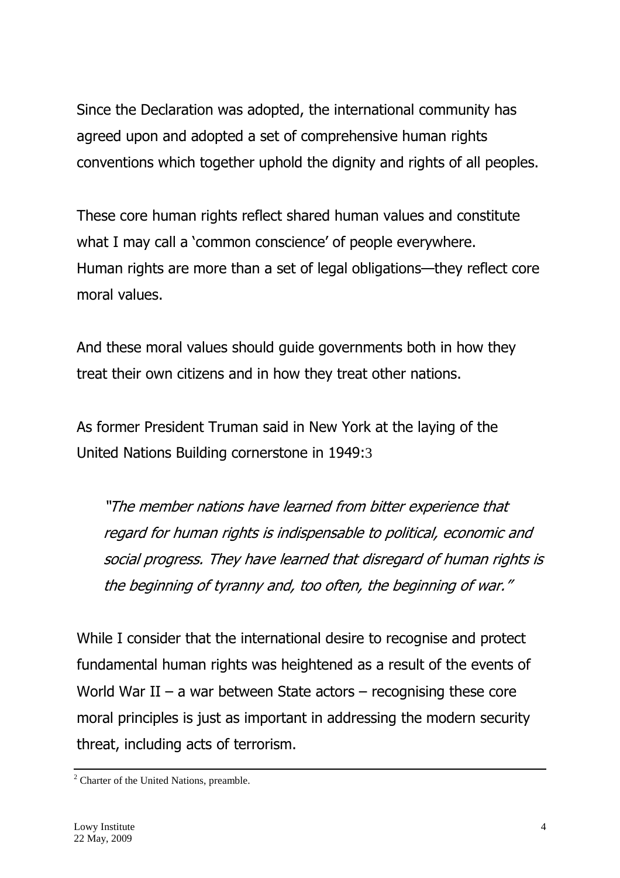Since the Declaration was adopted, the international community has agreed upon and adopted a set of comprehensive human rights conventions which together uphold the dignity and rights of all peoples.

These core human rights reflect shared human values and constitute what I may call a 'common conscience' of people everywhere. Human rights are more than a set of legal obligations—they reflect core moral values.

And these moral values should guide governments both in how they treat their own citizens and in how they treat other nations.

As former President Truman said in New York at the laying of the United Nations Building cornerstone in 1949:3

> *"The member nations have learned from bitter experience that regard for human rights is indispensable to political, economic and social progress. They have learned that disregard of human rights is the beginning of tyranny and, too often, the beginning of war."*

While I consider that the international desire to recognise and protect fundamental human rights was heightened as a result of the events of World War II – a war between State actors – recognising these core moral principles is just as important in addressing the modern security threat, including acts of terrorism.

---

[2] Charter of the United Nations, preamble.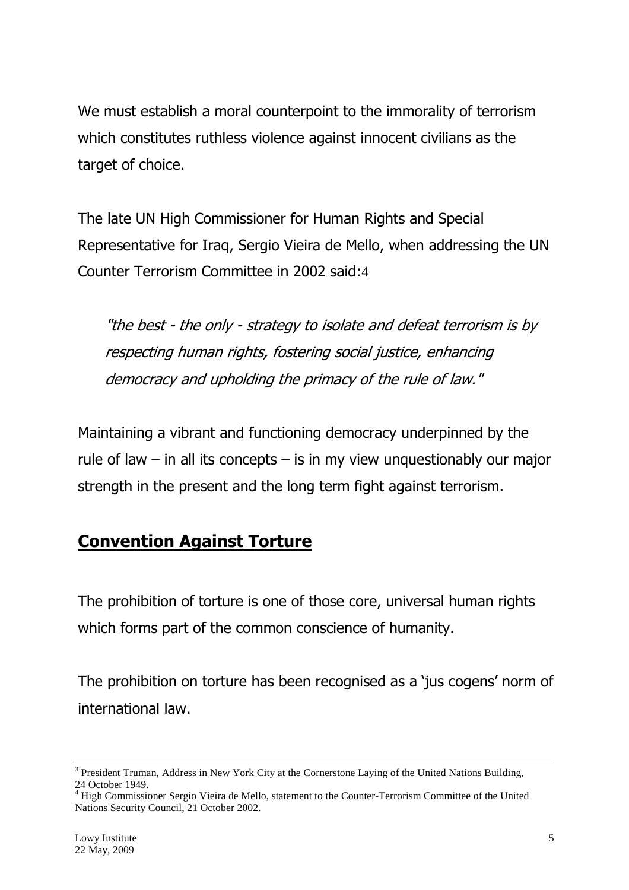We must establish a moral counterpoint to the immorality of terrorism which constitutes ruthless violence against innocent civilians as the target of choice.

The late UN High Commissioner for Human Rights and Special Representative for Iraq, Sergio Vieira de Mello, when addressing the UN Counter Terrorism Committee in 2002 said:[4]

> *"the best - the only - strategy to isolate and defeat terrorism is by respecting human rights, fostering social justice, enhancing democracy and upholding the primacy of the rule of law."*

Maintaining a vibrant and functioning democracy underpinned by the rule of law – in all its concepts – is in my view unquestionably our major strength in the present and the long term fight against terrorism.

## Convention Against Torture

The prohibition of torture is one of those core, universal human rights which forms part of the common conscience of humanity.

The prohibition on torture has been recognised as a 'jus cogens' norm of international law.

---

[3] President Truman, Address in New York City at the Cornerstone Laying of the United Nations Building, 24 October 1949.

[4] High Commissioner Sergio Vieira de Mello, statement to the Counter-Terrorism Committee of the United Nations Security Council, 21 October 2002.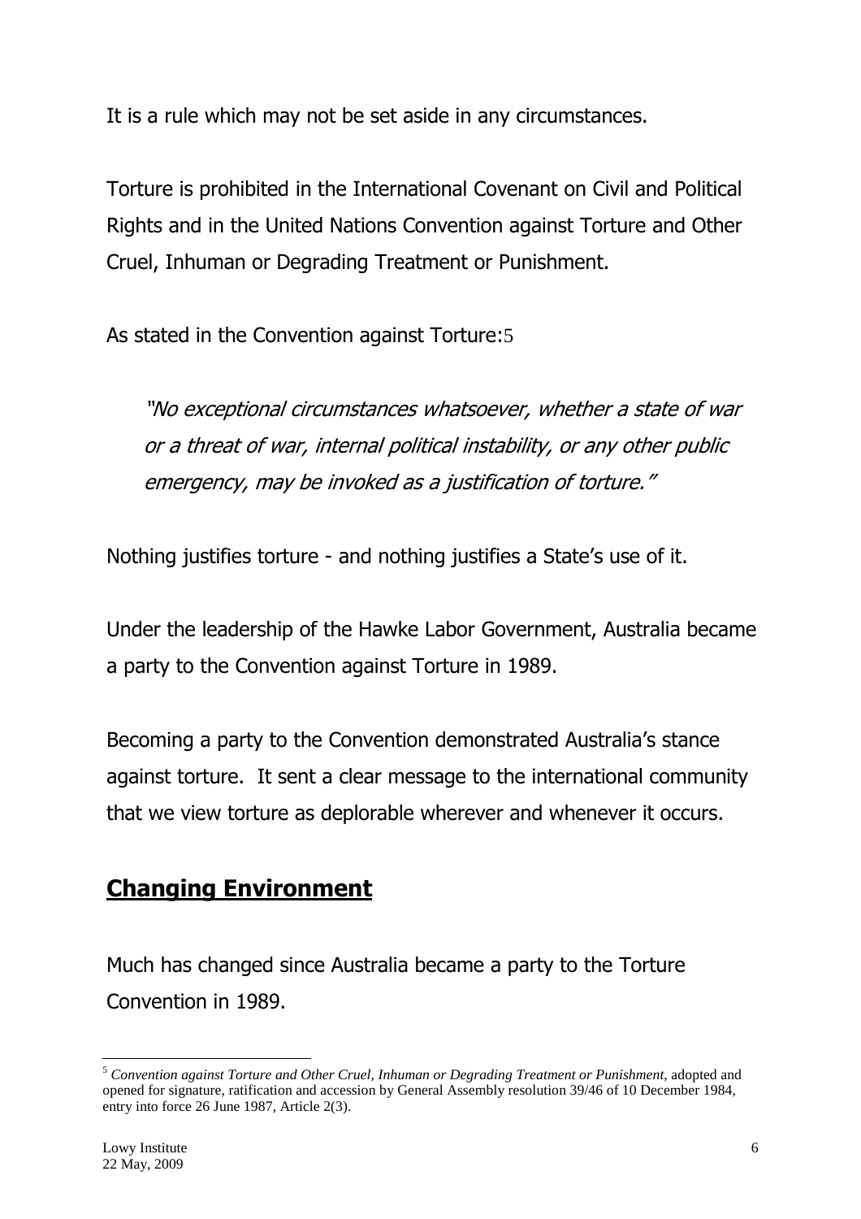It is a rule which may not be set aside in any circumstances.

Torture is prohibited in the International Covenant on Civil and Political Rights and in the United Nations Convention against Torture and Other Cruel, Inhuman or Degrading Treatment or Punishment.

As stated in the Convention against Torture:[5]

> *"No exceptional circumstances whatsoever, whether a state of war or a threat of war, internal political instability, or any other public emergency, may be invoked as a justification of torture."*

Nothing justifies torture - and nothing justifies a State's use of it.

Under the leadership of the Hawke Labor Government, Australia became a party to the Convention against Torture in 1989.

Becoming a party to the Convention demonstrated Australia's stance against torture. It sent a clear message to the international community that we view torture as deplorable wherever and whenever it occurs.

## Changing Environment

Much has changed since Australia became a party to the Torture Convention in 1989.

---

[5] *Convention against Torture and Other Cruel, Inhuman or Degrading Treatment or Punishment*, adopted and opened for signature, ratification and accession by General Assembly resolution 39/46 of 10 December 1984, entry into force 26 June 1987, Article 2(3).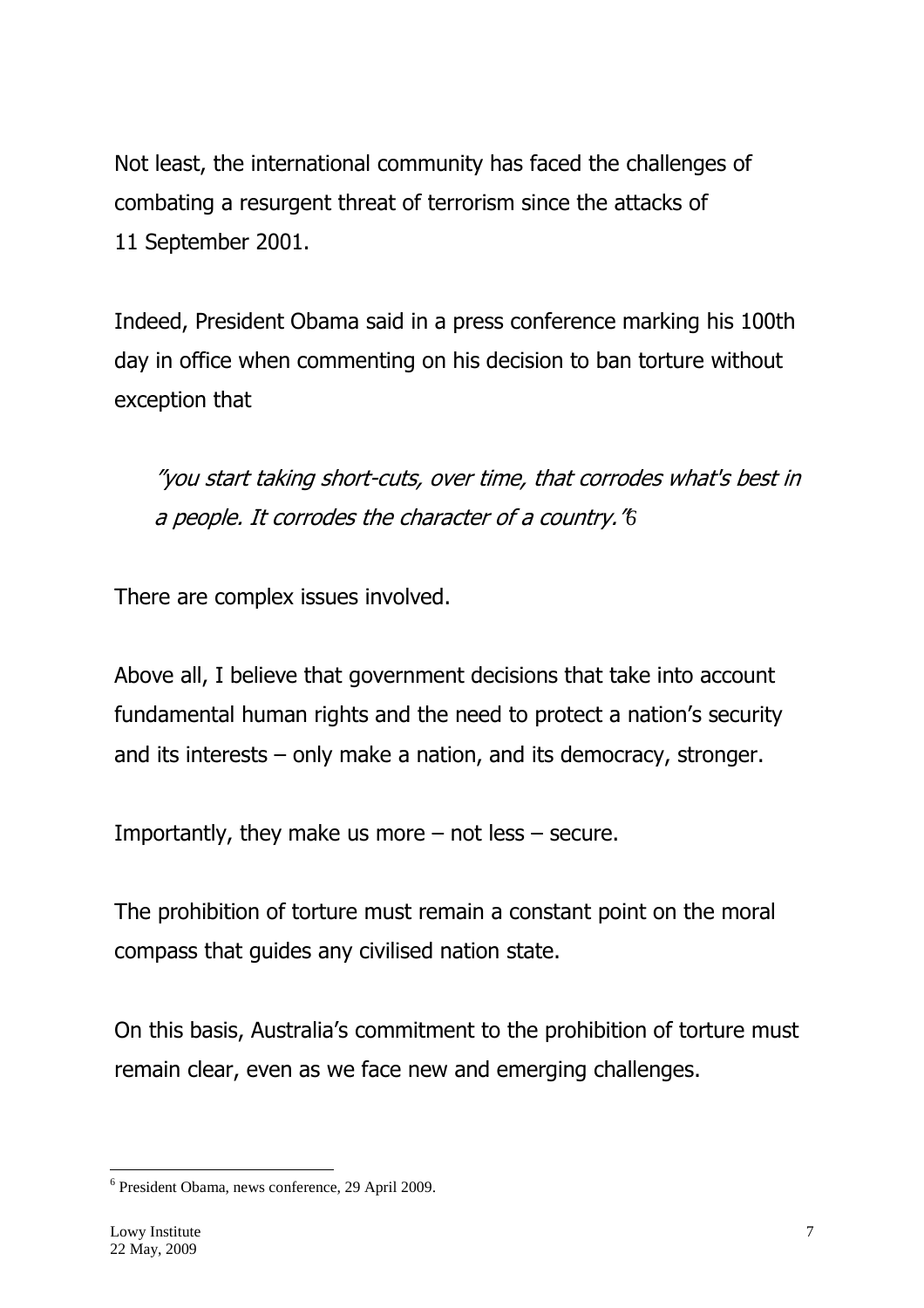Not least, the international community has faced the challenges of combating a resurgent threat of terrorism since the attacks of 11 September 2001.

Indeed, President Obama said in a press conference marking his 100th day in office when commenting on his decision to ban torture without exception that

> *"you start taking short-cuts, over time, that corrodes what's best in a people. It corrodes the character of a country."*[6]

There are complex issues involved.

Above all, I believe that government decisions that take into account fundamental human rights and the need to protect a nation's security and its interests – only make a nation, and its democracy, stronger.

Importantly, they make us more – not less – secure.

The prohibition of torture must remain a constant point on the moral compass that guides any civilised nation state.

On this basis, Australia's commitment to the prohibition of torture must remain clear, even as we face new and emerging challenges.

---

[6] President Obama, news conference, 29 April 2009.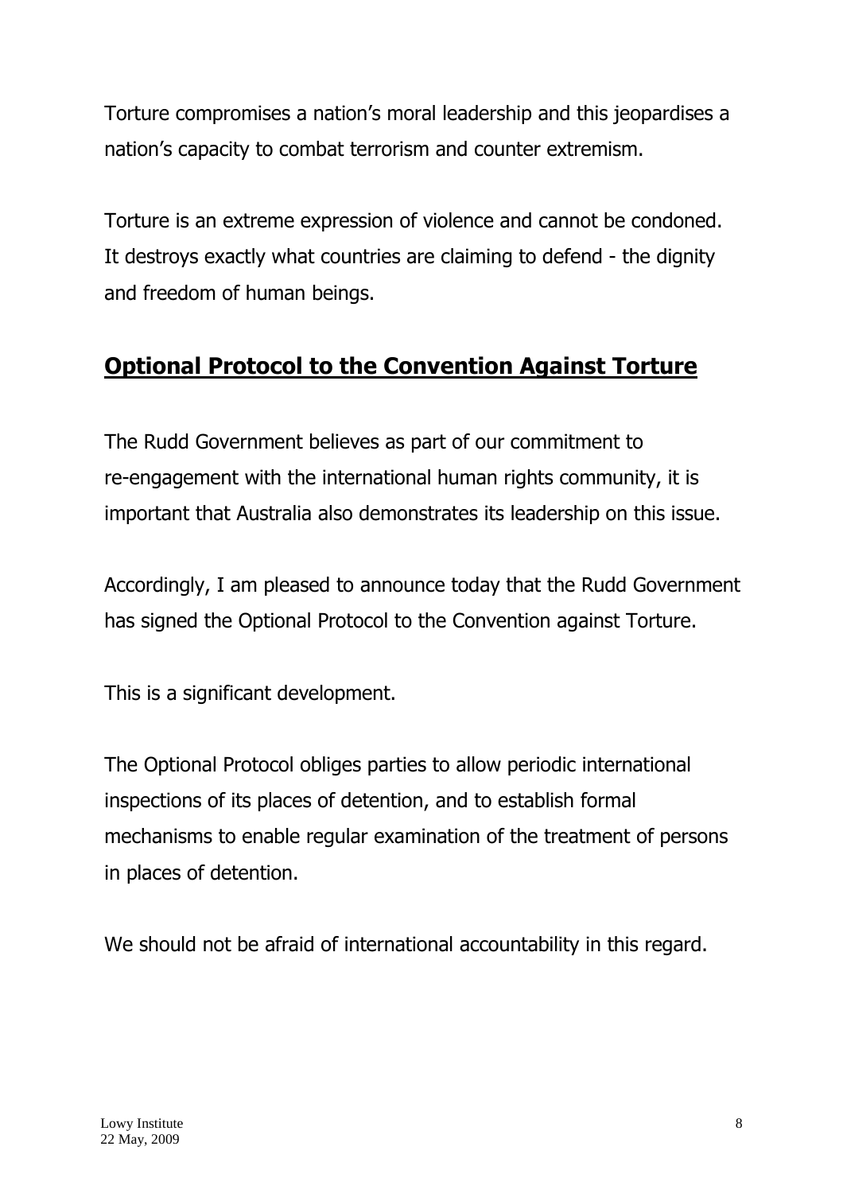Torture compromises a nation's moral leadership and this jeopardises a nation's capacity to combat terrorism and counter extremism.

Torture is an extreme expression of violence and cannot be condoned. It destroys exactly what countries are claiming to defend - the dignity and freedom of human beings.

## **Optional Protocol to the Convention Against Torture**

The Rudd Government believes as part of our commitment to re-engagement with the international human rights community, it is important that Australia also demonstrates its leadership on this issue.

Accordingly, I am pleased to announce today that the Rudd Government has signed the Optional Protocol to the Convention against Torture.

This is a significant development.

The Optional Protocol obliges parties to allow periodic international inspections of its places of detention, and to establish formal mechanisms to enable regular examination of the treatment of persons in places of detention.

We should not be afraid of international accountability in this regard.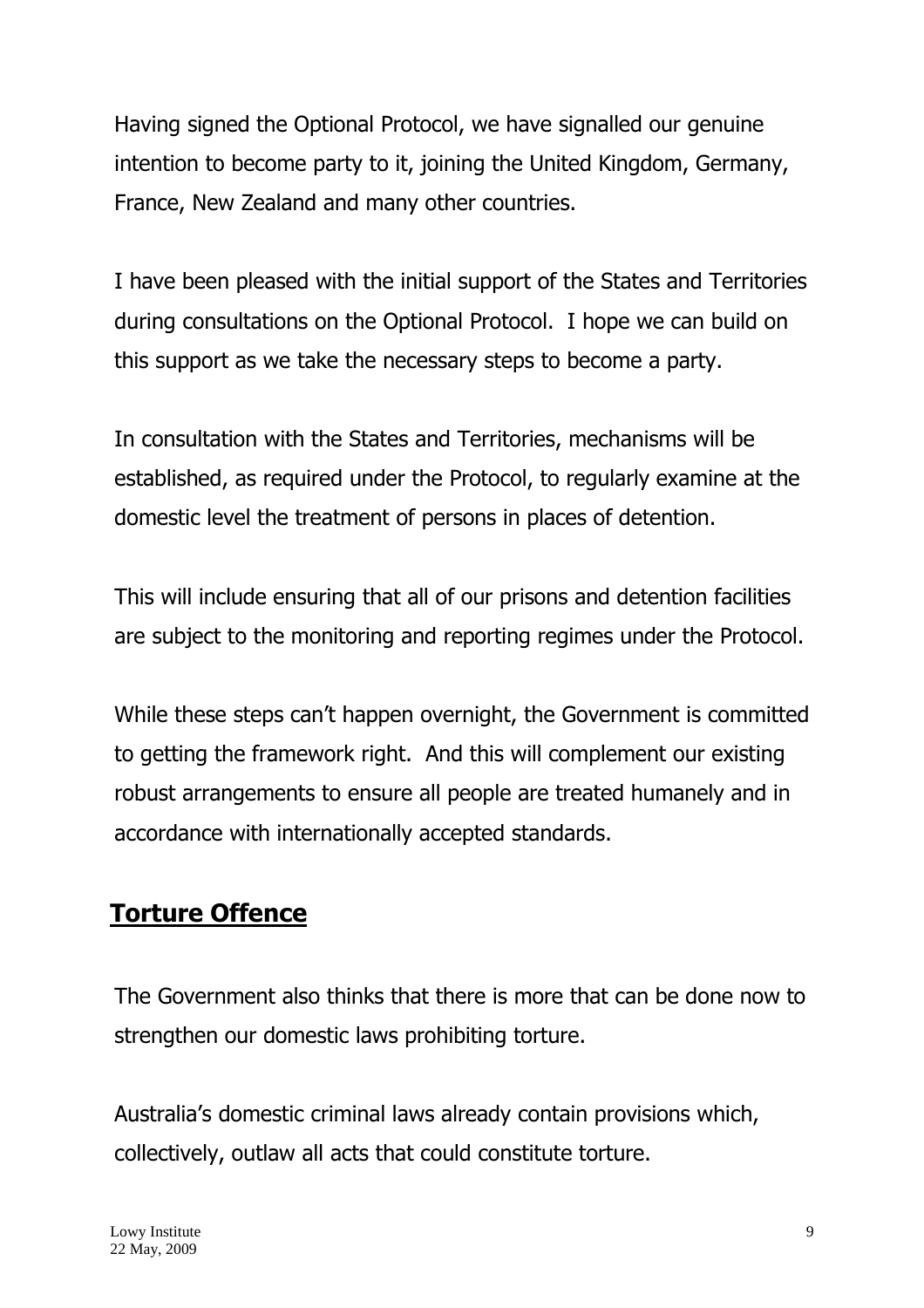Having signed the Optional Protocol, we have signalled our genuine intention to become party to it, joining the United Kingdom, Germany, France, New Zealand and many other countries.

I have been pleased with the initial support of the States and Territories during consultations on the Optional Protocol. I hope we can build on this support as we take the necessary steps to become a party.

In consultation with the States and Territories, mechanisms will be established, as required under the Protocol, to regularly examine at the domestic level the treatment of persons in places of detention.

This will include ensuring that all of our prisons and detention facilities are subject to the monitoring and reporting regimes under the Protocol.

While these steps can't happen overnight, the Government is committed to getting the framework right. And this will complement our existing robust arrangements to ensure all people are treated humanely and in accordance with internationally accepted standards.

## Torture Offence

The Government also thinks that there is more that can be done now to strengthen our domestic laws prohibiting torture.

Australia's domestic criminal laws already contain provisions which, collectively, outlaw all acts that could constitute torture.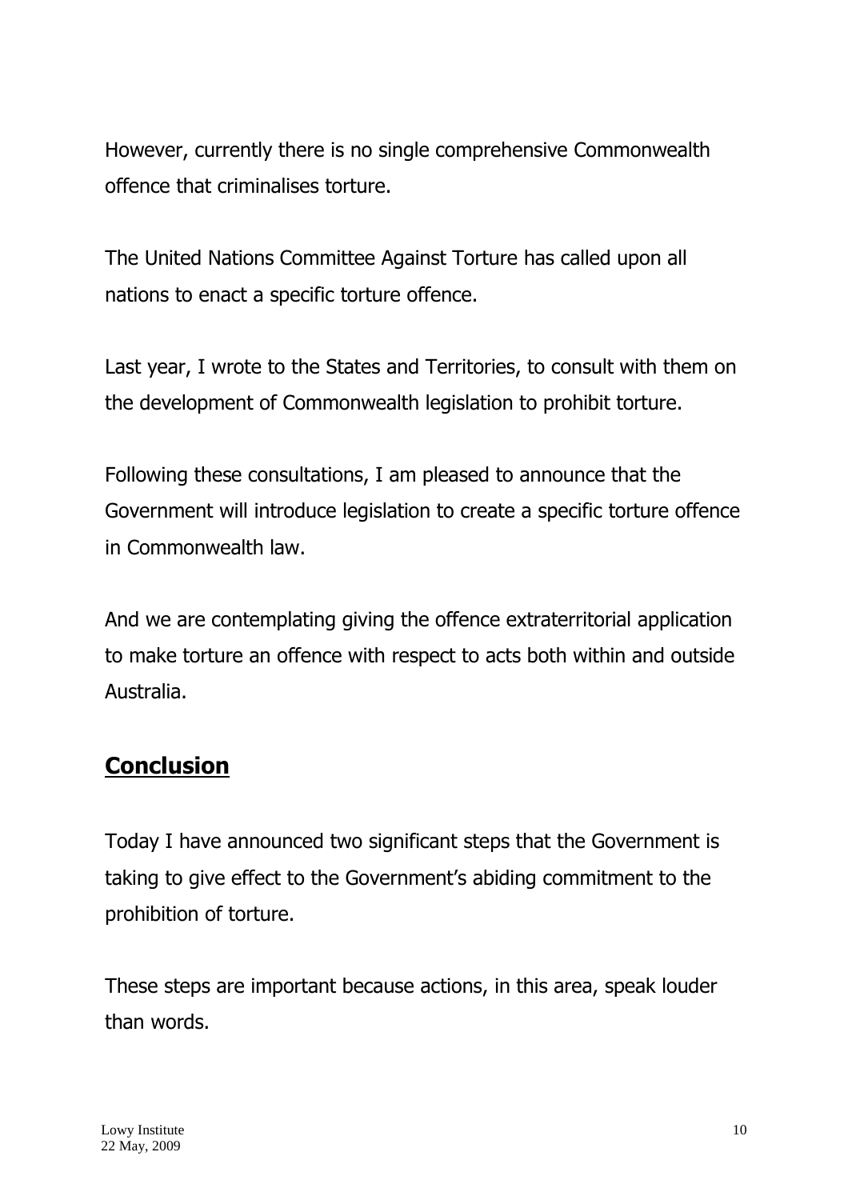However, currently there is no single comprehensive Commonwealth offence that criminalises torture.

The United Nations Committee Against Torture has called upon all nations to enact a specific torture offence.

Last year, I wrote to the States and Territories, to consult with them on the development of Commonwealth legislation to prohibit torture.

Following these consultations, I am pleased to announce that the Government will introduce legislation to create a specific torture offence in Commonwealth law.

And we are contemplating giving the offence extraterritorial application to make torture an offence with respect to acts both within and outside Australia.

## **Conclusion**

Today I have announced two significant steps that the Government is taking to give effect to the Government's abiding commitment to the prohibition of torture.

These steps are important because actions, in this area, speak louder than words.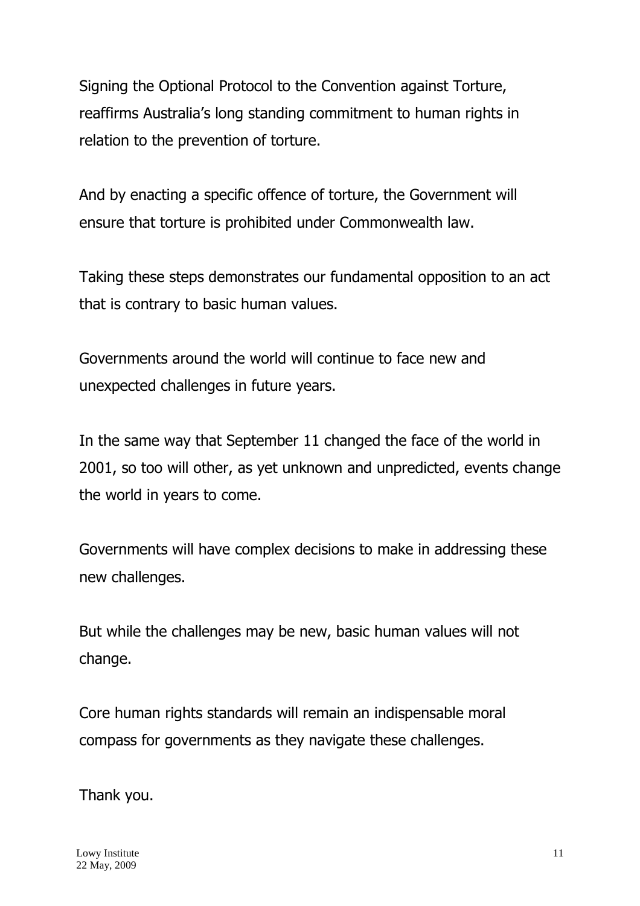Signing the Optional Protocol to the Convention against Torture, reaffirms Australia's long standing commitment to human rights in relation to the prevention of torture.

And by enacting a specific offence of torture, the Government will ensure that torture is prohibited under Commonwealth law.

Taking these steps demonstrates our fundamental opposition to an act that is contrary to basic human values.

Governments around the world will continue to face new and unexpected challenges in future years.

In the same way that September 11 changed the face of the world in 2001, so too will other, as yet unknown and unpredicted, events change the world in years to come.

Governments will have complex decisions to make in addressing these new challenges.

But while the challenges may be new, basic human values will not change.

Core human rights standards will remain an indispensable moral compass for governments as they navigate these challenges.

Thank you.